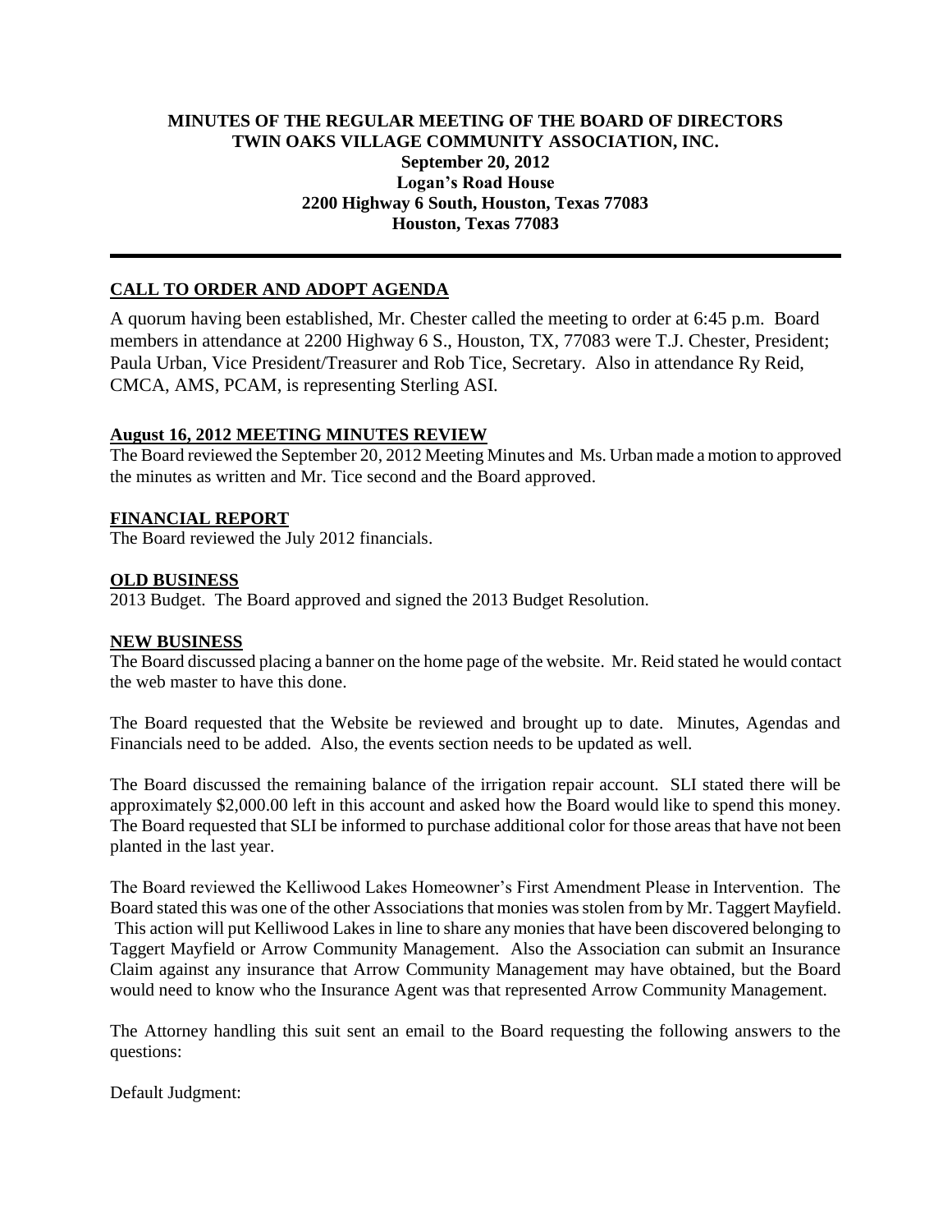**MINUTES OF THE REGULAR MEETING OF THE BOARD OF DIRECTORS**
**TWIN OAKS VILLAGE COMMUNITY ASSOCIATION, INC.**
**September 20, 2012**
**Logan's Road House**
**2200 Highway 6 South, Houston, Texas 77083**
**Houston, Texas 77083**

---

## CALL TO ORDER AND ADOPT AGENDA

A quorum having been established, Mr. Chester called the meeting to order at 6:45 p.m. Board members in attendance at 2200 Highway 6 S., Houston, TX, 77083 were T.J. Chester, President; Paula Urban, Vice President/Treasurer and Rob Tice, Secretary. Also in attendance Ry Reid, CMCA, AMS, PCAM, is representing Sterling ASI.

## August 16, 2012 MEETING MINUTES REVIEW

The Board reviewed the September 20, 2012 Meeting Minutes and Ms. Urban made a motion to approved the minutes as written and Mr. Tice second and the Board approved.

## FINANCIAL REPORT

The Board reviewed the July 2012 financials.

## OLD BUSINESS

2013 Budget. The Board approved and signed the 2013 Budget Resolution.

## NEW BUSINESS

The Board discussed placing a banner on the home page of the website. Mr. Reid stated he would contact the web master to have this done.

The Board requested that the Website be reviewed and brought up to date. Minutes, Agendas and Financials need to be added. Also, the events section needs to be updated as well.

The Board discussed the remaining balance of the irrigation repair account. SLI stated there will be approximately $2,000.00 left in this account and asked how the Board would like to spend this money. The Board requested that SLI be informed to purchase additional color for those areas that have not been planted in the last year.

The Board reviewed the Kelliwood Lakes Homeowner's First Amendment Please in Intervention. The Board stated this was one of the other Associations that monies was stolen from by Mr. Taggert Mayfield. This action will put Kelliwood Lakes in line to share any monies that have been discovered belonging to Taggert Mayfield or Arrow Community Management. Also the Association can submit an Insurance Claim against any insurance that Arrow Community Management may have obtained, but the Board would need to know who the Insurance Agent was that represented Arrow Community Management.

The Attorney handling this suit sent an email to the Board requesting the following answers to the questions:

Default Judgment: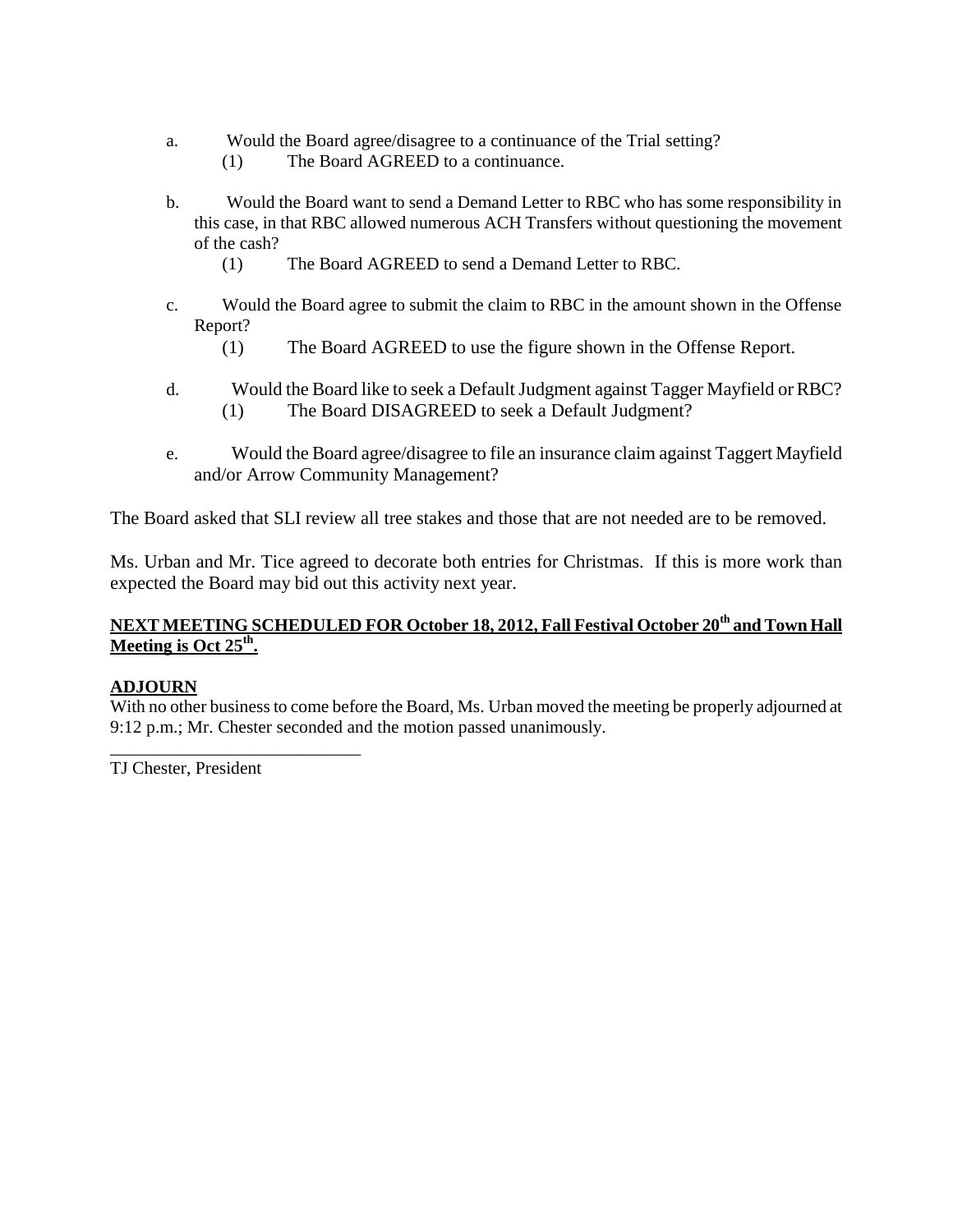a. Would the Board agree/disagree to a continuance of the Trial setting?
   (1) The Board AGREED to a continuance.

b. Would the Board want to send a Demand Letter to RBC who has some responsibility in this case, in that RBC allowed numerous ACH Transfers without questioning the movement of the cash?
   (1) The Board AGREED to send a Demand Letter to RBC.

c. Would the Board agree to submit the claim to RBC in the amount shown in the Offense Report?
   (1) The Board AGREED to use the figure shown in the Offense Report.

d. Would the Board like to seek a Default Judgment against Tagger Mayfield or RBC?
   (1) The Board DISAGREED to seek a Default Judgment?

e. Would the Board agree/disagree to file an insurance claim against Taggert Mayfield and/or Arrow Community Management?

The Board asked that SLI review all tree stakes and those that are not needed are to be removed.

Ms. Urban and Mr. Tice agreed to decorate both entries for Christmas. If this is more work than expected the Board may bid out this activity next year.

**NEXT MEETING SCHEDULED FOR October 18, 2012, Fall Festival October 20th and Town Hall Meeting is Oct 25th.**

**ADJOURN**

With no other business to come before the Board, Ms. Urban moved the meeting be properly adjourned at 9:12 p.m.; Mr. Chester seconded and the motion passed unanimously.

___________________________

TJ Chester, President